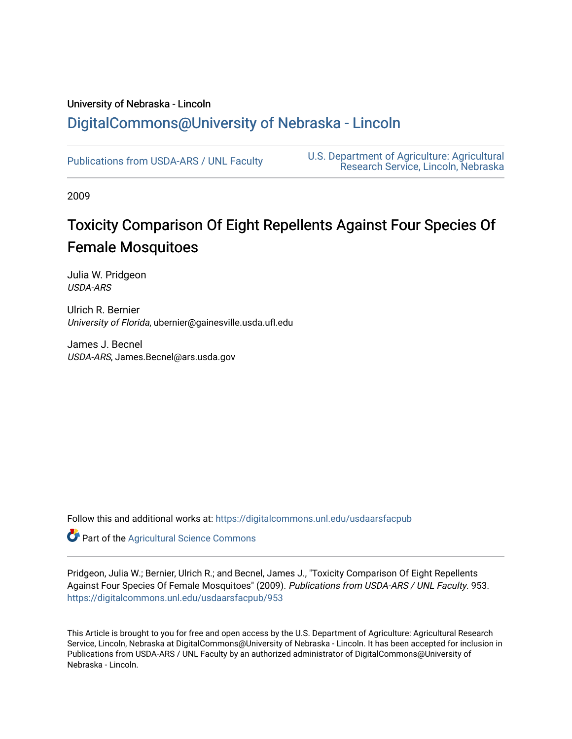University of Nebraska - Lincoln

## DigitalCommons@University of Nebraska - Lincoln

Publications from USDA-ARS / UNL Faculty

U.S. Department of Agriculture: Agricultural Research Service, Lincoln, Nebraska

2009

# Toxicity Comparison Of Eight Repellents Against Four Species Of Female Mosquitoes

Julia W. Pridgeon
*USDA-ARS*

Ulrich R. Bernier
*University of Florida*, ubernier@gainesville.usda.ufl.edu

James J. Becnel
*USDA-ARS*, James.Becnel@ars.usda.gov

Follow this and additional works at: https://digitalcommons.unl.edu/usdaarsfacpub

Part of the Agricultural Science Commons

Pridgeon, Julia W.; Bernier, Ulrich R.; and Becnel, James J., "Toxicity Comparison Of Eight Repellents Against Four Species Of Female Mosquitoes" (2009). *Publications from USDA-ARS / UNL Faculty*. 953.
https://digitalcommons.unl.edu/usdaarsfacpub/953

This Article is brought to you for free and open access by the U.S. Department of Agriculture: Agricultural Research Service, Lincoln, Nebraska at DigitalCommons@University of Nebraska - Lincoln. It has been accepted for inclusion in Publications from USDA-ARS / UNL Faculty by an authorized administrator of DigitalCommons@University of Nebraska - Lincoln.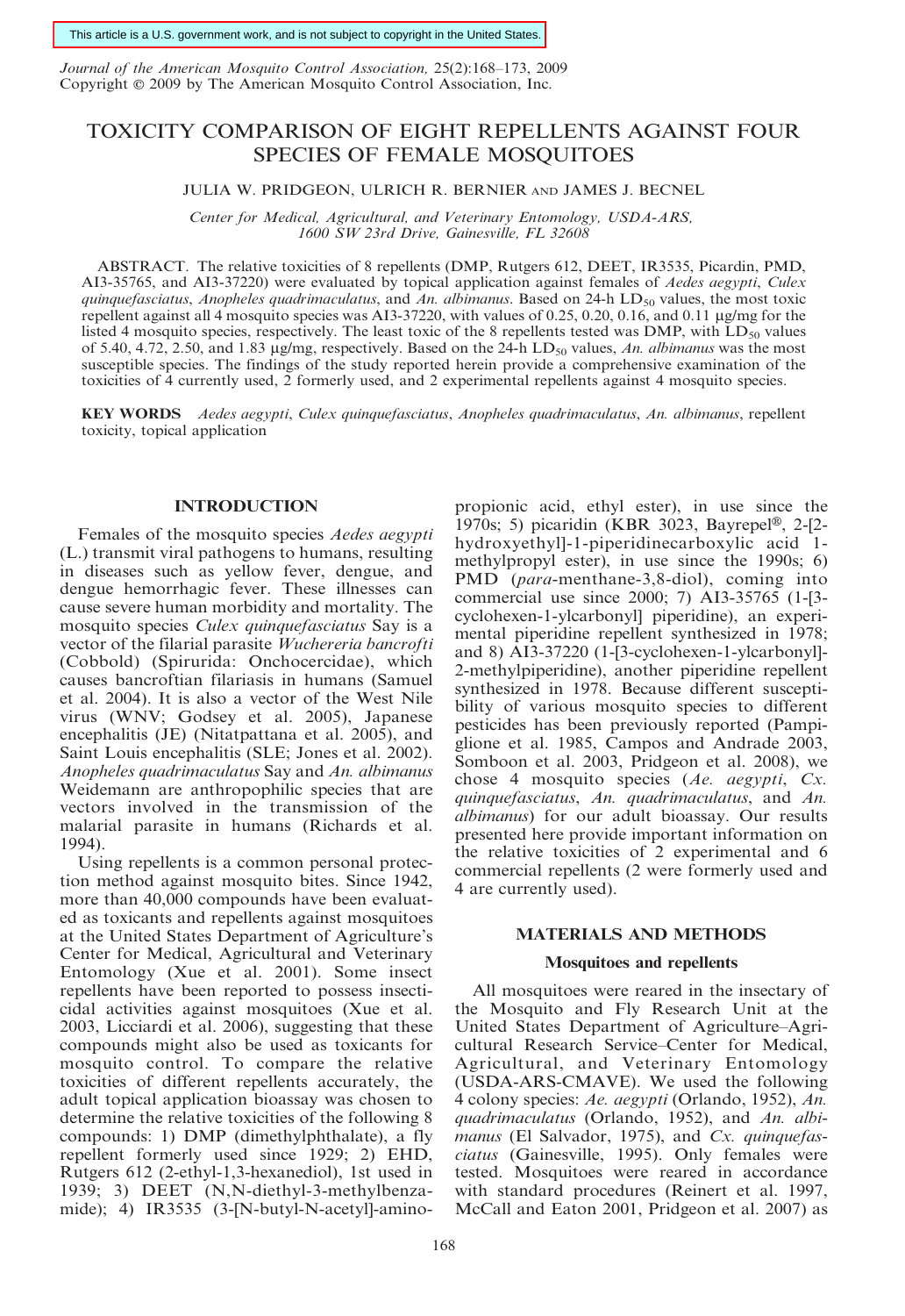# TOXICITY COMPARISON OF EIGHT REPELLENTS AGAINST FOUR SPECIES OF FEMALE MOSQUITOES

JULIA W. PRIDGEON, ULRICH R. BERNIER AND JAMES J. BECNEL

*Center for Medical, Agricultural, and Veterinary Entomology, USDA-ARS, 1600 SW 23rd Drive, Gainesville, FL 32608*

ABSTRACT. The relative toxicities of 8 repellents (DMP, Rutgers 612, DEET, IR3535, Picardin, PMD, AI3-35765, and AI3-37220) were evaluated by topical application against females of *Aedes aegypti*, *Culex quinquefasciatus*, *Anopheles quadrimaculatus*, and *An. albimanus*. Based on 24-h $LD_{50}$ values, the most toxic repellent against all 4 mosquito species was AI3-37220, with values of 0.25, 0.20, 0.16, and 0.11 µg/mg for the listed 4 mosquito species, respectively. The least toxic of the 8 repellents tested was DMP, with $LD_{50}$ values of 5.40, 4.72, 2.50, and 1.83 µg/mg, respectively. Based on the 24-h $LD_{50}$ values, *An. albimanus* was the most susceptible species. The findings of the study reported herein provide a comprehensive examination of the toxicities of 4 currently used, 2 formerly used, and 2 experimental repellents against 4 mosquito species.

**KEY WORDS** *Aedes aegypti*, *Culex quinquefasciatus*, *Anopheles quadrimaculatus*, *An. albimanus*, repellent toxicity, topical application

## INTRODUCTION

Females of the mosquito species *Aedes aegypti* (L.) transmit viral pathogens to humans, resulting in diseases such as yellow fever, dengue, and dengue hemorrhagic fever. These illnesses can cause severe human morbidity and mortality. The mosquito species *Culex quinquefasciatus* Say is a vector of the filarial parasite *Wuchereria bancrofti* (Cobbold) (Spirurida: Onchocercidae), which causes bancroftian filariasis in humans (Samuel et al. 2004). It is also a vector of the West Nile virus (WNV; Godsey et al. 2005), Japanese encephalitis (JE) (Nitatpattana et al. 2005), and Saint Louis encephalitis (SLE; Jones et al. 2002). *Anopheles quadrimaculatus* Say and *An. albimanus* Weidemann are anthropophilic species that are vectors involved in the transmission of the malarial parasite in humans (Richards et al. 1994).

Using repellents is a common personal protection method against mosquito bites. Since 1942, more than 40,000 compounds have been evaluated as toxicants and repellents against mosquitoes at the United States Department of Agriculture's Center for Medical, Agricultural and Veterinary Entomology (Xue et al. 2001). Some insect repellents have been reported to possess insecticidal activities against mosquitoes (Xue et al. 2003, Licciardi et al. 2006), suggesting that these compounds might also be used as toxicants for mosquito control. To compare the relative toxicities of different repellents accurately, the adult topical application bioassay was chosen to determine the relative toxicities of the following 8 compounds: 1) DMP (dimethylphthalate), a fly repellent formerly used since 1929; 2) EHD, Rutgers 612 (2-ethyl-1,3-hexanediol), 1st used in 1939; 3) DEET (N,N-diethyl-3-methylbenzamide); 4) IR3535 (3-[N-butyl-N-acetyl]-aminopropionic acid, ethyl ester), in use since the 1970s; 5) picaridin (KBR 3023, Bayrepel®, 2-[2-hydroxyethyl]-1-piperidinecarboxylic acid 1-methylpropyl ester), in use since the 1990s; 6) PMD (*para*-menthane-3,8-diol), coming into commercial use since 2000; 7) AI3-35765 (1-[3-cyclohexen-1-ylcarbonyl] piperidine), an experimental piperidine repellent synthesized in 1978; and 8) AI3-37220 (1-[3-cyclohexen-1-ylcarbonyl]-2-methylpiperidine), another piperidine repellent synthesized in 1978. Because different susceptibility of various mosquito species to different pesticides has been previously reported (Pampiglione et al. 1985, Campos and Andrade 2003, Somboon et al. 2003, Pridgeon et al. 2008), we chose 4 mosquito species (*Ae. aegypti*, *Cx. quinquefasciatus*, *An. quadrimaculatus*, and *An. albimanus*) for our adult bioassay. Our results presented here provide important information on the relative toxicities of 2 experimental and 6 commercial repellents (2 were formerly used and 4 are currently used).

## MATERIALS AND METHODS

### Mosquitoes and repellents

All mosquitoes were reared in the insectary of the Mosquito and Fly Research Unit at the United States Department of Agriculture–Agricultural Research Service–Center for Medical, Agricultural, and Veterinary Entomology (USDA-ARS-CMAVE). We used the following 4 colony species: *Ae. aegypti* (Orlando, 1952), *An. quadrimaculatus* (Orlando, 1952), and *An. albimanus* (El Salvador, 1975), and *Cx. quinquefasciatus* (Gainesville, 1995). Only females were tested. Mosquitoes were reared in accordance with standard procedures (Reinert et al. 1997, McCall and Eaton 2001, Pridgeon et al. 2007) as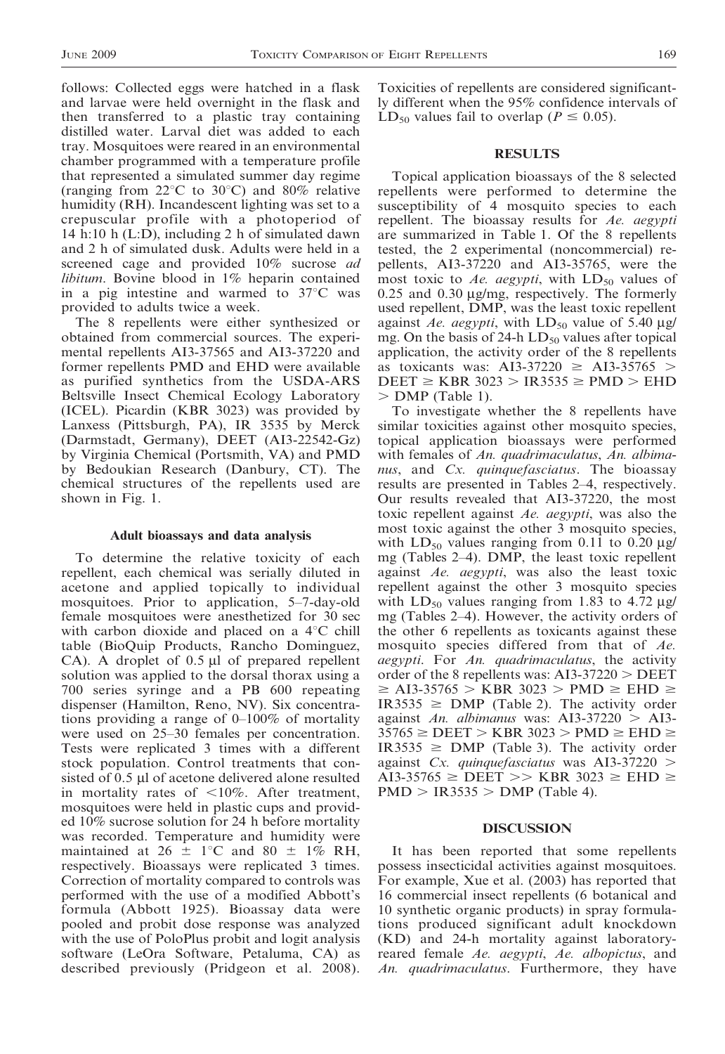follows: Collected eggs were hatched in a flask and larvae were held overnight in the flask and then transferred to a plastic tray containing distilled water. Larval diet was added to each tray. Mosquitoes were reared in an environmental chamber programmed with a temperature profile that represented a simulated summer day regime (ranging from 22°C to 30°C) and 80% relative humidity (RH). Incandescent lighting was set to a crepuscular profile with a photoperiod of 14 h:10 h (L:D), including 2 h of simulated dawn and 2 h of simulated dusk. Adults were held in a screened cage and provided 10% sucrose *ad libitum*. Bovine blood in 1% heparin contained in a pig intestine and warmed to 37°C was provided to adults twice a week.

The 8 repellents were either synthesized or obtained from commercial sources. The experimental repellents AI3-37565 and AI3-37220 and former repellents PMD and EHD were available as purified synthetics from the USDA-ARS Beltsville Insect Chemical Ecology Laboratory (ICEL). Picardin (KBR 3023) was provided by Lanxess (Pittsburgh, PA), IR 3535 by Merck (Darmstadt, Germany), DEET (AI3-22542-Gz) by Virginia Chemical (Portsmith, VA) and PMD by Bedoukian Research (Danbury, CT). The chemical structures of the repellents used are shown in Fig. 1.

### Adult bioassays and data analysis

To determine the relative toxicity of each repellent, each chemical was serially diluted in acetone and applied topically to individual mosquitoes. Prior to application, 5–7-day-old female mosquitoes were anesthetized for 30 sec with carbon dioxide and placed on a 4°C chill table (BioQuip Products, Rancho Dominguez, CA). A droplet of 0.5 µl of prepared repellent solution was applied to the dorsal thorax using a 700 series syringe and a PB 600 repeating dispenser (Hamilton, Reno, NV). Six concentrations providing a range of 0–100% of mortality were used on 25–30 females per concentration. Tests were replicated 3 times with a different stock population. Control treatments that consisted of 0.5 µl of acetone delivered alone resulted in mortality rates of <10%. After treatment, mosquitoes were held in plastic cups and provided 10% sucrose solution for 24 h before mortality was recorded. Temperature and humidity were maintained at 26 ± 1°C and 80 ± 1% RH, respectively. Bioassays were replicated 3 times. Correction of mortality compared to controls was performed with the use of a modified Abbott's formula (Abbott 1925). Bioassay data were pooled and probit dose response was analyzed with the use of PoloPlus probit and logit analysis software (LeOra Software, Petaluma, CA) as described previously (Pridgeon et al. 2008). Toxicities of repellents are considered significantly different when the 95% confidence intervals of $LD_{50}$ values fail to overlap ($P \leq 0.05$).

## RESULTS

Topical application bioassays of the 8 selected repellents were performed to determine the susceptibility of 4 mosquito species to each repellent. The bioassay results for *Ae. aegypti* are summarized in Table 1. Of the 8 repellents tested, the 2 experimental (noncommercial) repellents, AI3-37220 and AI3-35765, were the most toxic to *Ae. aegypti*, with $LD_{50}$ values of 0.25 and 0.30 µg/mg, respectively. The formerly used repellent, DMP, was the least toxic repellent against *Ae. aegypti*, with $LD_{50}$ value of 5.40 µg/mg. On the basis of 24-h $LD_{50}$ values after topical application, the activity order of the 8 repellents as toxicants was: AI3-37220 ≥ AI3-35765 > DEET ≥ KBR 3023 > IR3535 ≥ PMD > EHD > DMP (Table 1).

To investigate whether the 8 repellents have similar toxicities against other mosquito species, topical application bioassays were performed with females of *An. quadrimaculatus*, *An. albimanus*, and *Cx. quinquefasciatus*. The bioassay results are presented in Tables 2–4, respectively. Our results revealed that AI3-37220, the most toxic repellent against *Ae. aegypti*, was also the most toxic against the other 3 mosquito species, with $LD_{50}$ values ranging from 0.11 to 0.20 µg/mg (Tables 2–4). DMP, the least toxic repellent against *Ae. aegypti*, was also the least toxic repellent against the other 3 mosquito species with $LD_{50}$ values ranging from 1.83 to 4.72 µg/mg (Tables 2–4). However, the activity orders of the other 6 repellents as toxicants against these mosquito species differed from that of *Ae. aegypti*. For *An. quadrimaculatus*, the activity order of the 8 repellents was: AI3-37220 > DEET ≥ AI3-35765 > KBR 3023 > PMD ≥ EHD ≥ IR3535 ≥ DMP (Table 2). The activity order against *An. albimanus* was: AI3-37220 > AI3-35765 ≥ DEET > KBR 3023 > PMD ≥ EHD ≥ IR3535 ≥ DMP (Table 3). The activity order against *Cx. quinquefasciatus* was AI3-37220 > AI3-35765 ≥ DEET >> KBR 3023 ≥ EHD ≥ PMD > IR3535 > DMP (Table 4).

## DISCUSSION

It has been reported that some repellents possess insecticidal activities against mosquitoes. For example, Xue et al. (2003) has reported that 16 commercial insect repellents (6 botanical and 10 synthetic organic products) in spray formulations produced significant adult knockdown (KD) and 24-h mortality against laboratory-reared female *Ae. aegypti*, *Ae. albopictus*, and *An. quadrimaculatus*. Furthermore, they have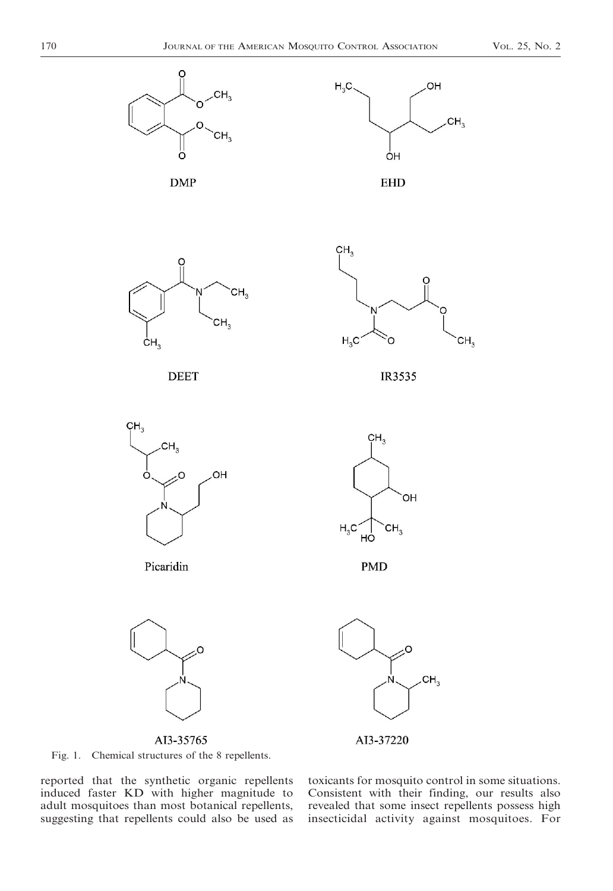Fig. 1. Chemical structures of the 8 repellents.

reported that the synthetic organic repellents induced faster KD with higher magnitude to adult mosquitoes than most botanical repellents, suggesting that repellents could also be used as toxicants for mosquito control in some situations. Consistent with their finding, our results also revealed that some insect repellents possess high insecticidal activity against mosquitoes. For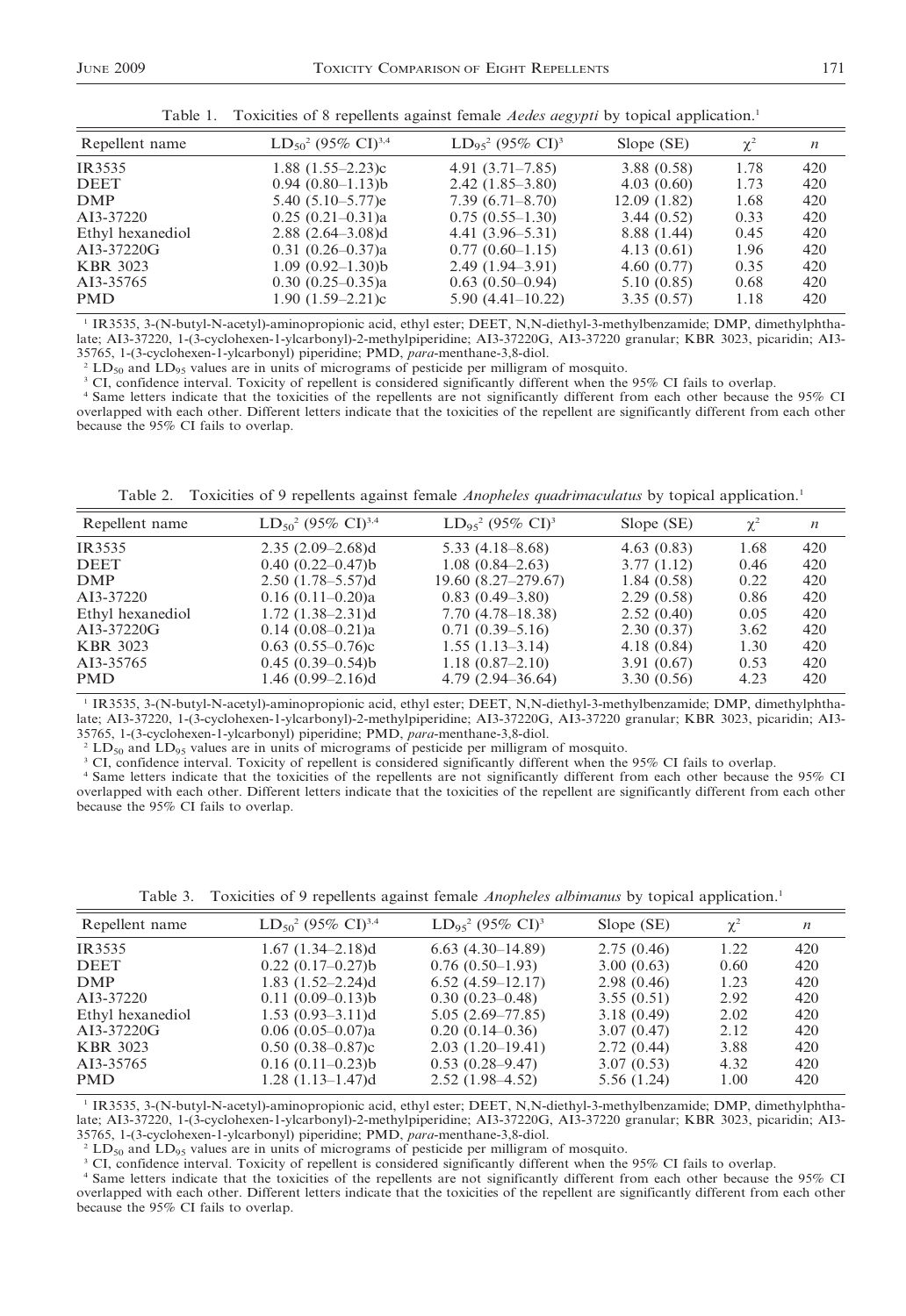Table 1. Toxicities of 8 repellents against female *Aedes aegypti* by topical application.[1]

| Repellent name | $LD_{50}$[2] (95% CI)[3,4] | $LD_{95}$[2] (95% CI)[3] | Slope (SE) | $\chi^2$ | *n* |
|---|---|---|---|---|---|
| IR3535 | 1.88 (1.55–2.23)c | 4.91 (3.71–7.85) | 3.88 (0.58) | 1.78 | 420 |
| DEET | 0.94 (0.80–1.13)b | 2.42 (1.85–3.80) | 4.03 (0.60) | 1.73 | 420 |
| DMP | 5.40 (5.10–5.77)e | 7.39 (6.71–8.70) | 12.09 (1.82) | 1.68 | 420 |
| AI3-37220 | 0.25 (0.21–0.31)a | 0.75 (0.55–1.30) | 3.44 (0.52) | 0.33 | 420 |
| Ethyl hexanediol | 2.88 (2.64–3.08)d | 4.41 (3.96–5.31) | 8.88 (1.44) | 0.45 | 420 |
| AI3-37220G | 0.31 (0.26–0.37)a | 0.77 (0.60–1.15) | 4.13 (0.61) | 1.96 | 420 |
| KBR 3023 | 1.09 (0.92–1.30)b | 2.49 (1.94–3.91) | 4.60 (0.77) | 0.35 | 420 |
| AI3-35765 | 0.30 (0.25–0.35)a | 0.63 (0.50–0.94) | 5.10 (0.85) | 0.68 | 420 |
| PMD | 1.90 (1.59–2.21)c | 5.90 (4.41–10.22) | 3.35 (0.57) | 1.18 | 420 |

[1] IR3535, 3-(N-butyl-N-acetyl)-aminopropionic acid, ethyl ester; DEET, N,N-diethyl-3-methylbenzamide; DMP, dimethylphthalate; AI3-37220, 1-(3-cyclohexen-1-ylcarbonyl)-2-methylpiperidine; AI3-37220G, AI3-37220 granular; KBR 3023, picaridin; AI3-35765, 1-(3-cyclohexen-1-ylcarbonyl) piperidine; PMD, *para*-menthane-3,8-diol.

[2] $LD_{50}$ and $LD_{95}$ values are in units of micrograms of pesticide per milligram of mosquito.

[3] CI, confidence interval. Toxicity of repellent is considered significantly different when the 95% CI fails to overlap.

[4] Same letters indicate that the toxicities of the repellents are not significantly different from each other because the 95% CI overlapped with each other. Different letters indicate that the toxicities of the repellent are significantly different from each other because the 95% CI fails to overlap.

Table 2. Toxicities of 9 repellents against female *Anopheles quadrimaculatus* by topical application.[1]

| Repellent name | $LD_{50}$[2] (95% CI)[3,4] | $LD_{95}$[2] (95% CI)[3] | Slope (SE) | $\chi^2$ | *n* |
|---|---|---|---|---|---|
| IR3535 | 2.35 (2.09–2.68)d | 5.33 (4.18–8.68) | 4.63 (0.83) | 1.68 | 420 |
| DEET | 0.40 (0.22–0.47)b | 1.08 (0.84–2.63) | 3.77 (1.12) | 0.46 | 420 |
| DMP | 2.50 (1.78–5.57)d | 19.60 (8.27–279.67) | 1.84 (0.58) | 0.22 | 420 |
| AI3-37220 | 0.16 (0.11–0.20)a | 0.83 (0.49–3.80) | 2.29 (0.58) | 0.86 | 420 |
| Ethyl hexanediol | 1.72 (1.38–2.31)d | 7.70 (4.78–18.38) | 2.52 (0.40) | 0.05 | 420 |
| AI3-37220G | 0.14 (0.08–0.21)a | 0.71 (0.39–5.16) | 2.30 (0.37) | 3.62 | 420 |
| KBR 3023 | 0.63 (0.55–0.76)c | 1.55 (1.13–3.14) | 4.18 (0.84) | 1.30 | 420 |
| AI3-35765 | 0.45 (0.39–0.54)b | 1.18 (0.87–2.10) | 3.91 (0.67) | 0.53 | 420 |
| PMD | 1.46 (0.99–2.16)d | 4.79 (2.94–36.64) | 3.30 (0.56) | 4.23 | 420 |

[1] IR3535, 3-(N-butyl-N-acetyl)-aminopropionic acid, ethyl ester; DEET, N,N-diethyl-3-methylbenzamide; DMP, dimethylphthalate; AI3-37220, 1-(3-cyclohexen-1-ylcarbonyl)-2-methylpiperidine; AI3-37220G, AI3-37220 granular; KBR 3023, picaridin; AI3-35765, 1-(3-cyclohexen-1-ylcarbonyl) piperidine; PMD, *para*-menthane-3,8-diol.

[2] $LD_{50}$ and $LD_{95}$ values are in units of micrograms of pesticide per milligram of mosquito.

[3] CI, confidence interval. Toxicity of repellent is considered significantly different when the 95% CI fails to overlap.

[4] Same letters indicate that the toxicities of the repellents are not significantly different from each other because the 95% CI overlapped with each other. Different letters indicate that the toxicities of the repellent are significantly different from each other because the 95% CI fails to overlap.

Table 3. Toxicities of 9 repellents against female *Anopheles albimanus* by topical application.[1]

| Repellent name | $LD_{50}$[2] (95% CI)[3,4] | $LD_{95}$[2] (95% CI)[3] | Slope (SE) | $\chi^2$ | *n* |
|---|---|---|---|---|---|
| IR3535 | 1.67 (1.34–2.18)d | 6.63 (4.30–14.89) | 2.75 (0.46) | 1.22 | 420 |
| DEET | 0.22 (0.17–0.27)b | 0.76 (0.50–1.93) | 3.00 (0.63) | 0.60 | 420 |
| DMP | 1.83 (1.52–2.24)d | 6.52 (4.59–12.17) | 2.98 (0.46) | 1.23 | 420 |
| AI3-37220 | 0.11 (0.09–0.13)b | 0.30 (0.23–0.48) | 3.55 (0.51) | 2.92 | 420 |
| Ethyl hexanediol | 1.53 (0.93–3.11)d | 5.05 (2.69–77.85) | 3.18 (0.49) | 2.02 | 420 |
| AI3-37220G | 0.06 (0.05–0.07)a | 0.20 (0.14–0.36) | 3.07 (0.47) | 2.12 | 420 |
| KBR 3023 | 0.50 (0.38–0.87)c | 2.03 (1.20–19.41) | 2.72 (0.44) | 3.88 | 420 |
| AI3-35765 | 0.16 (0.11–0.23)b | 0.53 (0.28–9.47) | 3.07 (0.53) | 4.32 | 420 |
| PMD | 1.28 (1.13–1.47)d | 2.52 (1.98–4.52) | 5.56 (1.24) | 1.00 | 420 |

[1] IR3535, 3-(N-butyl-N-acetyl)-aminopropionic acid, ethyl ester; DEET, N,N-diethyl-3-methylbenzamide; DMP, dimethylphthalate; AI3-37220, 1-(3-cyclohexen-1-ylcarbonyl)-2-methylpiperidine; AI3-37220G, AI3-37220 granular; KBR 3023, picaridin; AI3-35765, 1-(3-cyclohexen-1-ylcarbonyl) piperidine; PMD, *para*-menthane-3,8-diol.

[2] $LD_{50}$ and $LD_{95}$ values are in units of micrograms of pesticide per milligram of mosquito.

[3] CI, confidence interval. Toxicity of repellent is considered significantly different when the 95% CI fails to overlap.

[4] Same letters indicate that the toxicities of the repellents are not significantly different from each other because the 95% CI overlapped with each other. Different letters indicate that the toxicities of the repellent are significantly different from each other because the 95% CI fails to overlap.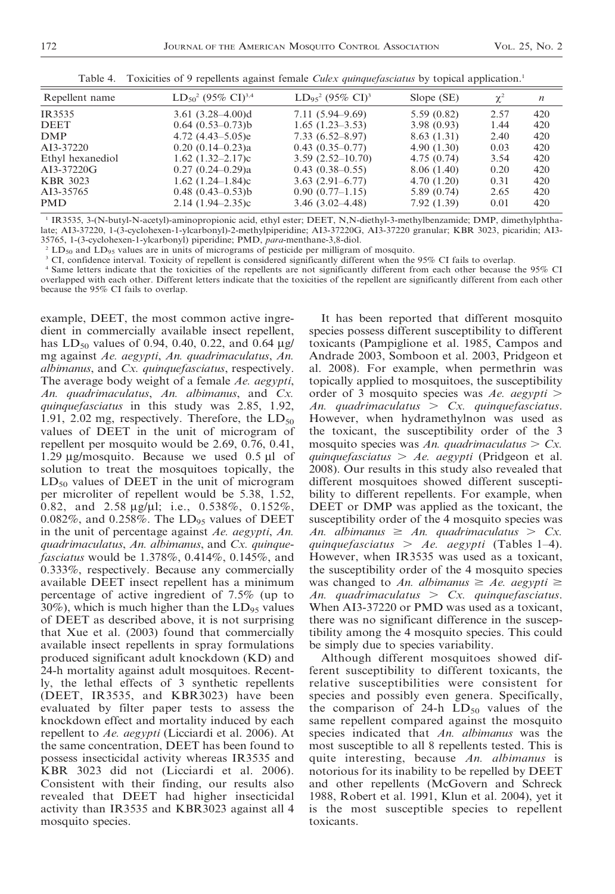Table 4. Toxicities of 9 repellents against female *Culex quinquefasciatus* by topical application.[1]

| Repellent name | $LD_{50}$[2] (95% CI)[3,4] | $LD_{95}$[2] (95% CI)[3] | Slope (SE) | $\chi^2$ | *n* |
|---|---|---|---|---|---|
| IR3535 | 3.61 (3.28–4.00)d | 7.11 (5.94–9.69) | 5.59 (0.82) | 2.57 | 420 |
| DEET | 0.64 (0.53–0.73)b | 1.65 (1.23–3.53) | 3.98 (0.93) | 1.44 | 420 |
| DMP | 4.72 (4.43–5.05)e | 7.33 (6.52–8.97) | 8.63 (1.31) | 2.40 | 420 |
| AI3-37220 | 0.20 (0.14–0.23)a | 0.43 (0.35–0.77) | 4.90 (1.30) | 0.03 | 420 |
| Ethyl hexanediol | 1.62 (1.32–2.17)c | 3.59 (2.52–10.70) | 4.75 (0.74) | 3.54 | 420 |
| AI3-37220G | 0.27 (0.24–0.29)a | 0.43 (0.38–0.55) | 8.06 (1.40) | 0.20 | 420 |
| KBR 3023 | 1.62 (1.24–1.84)c | 3.63 (2.91–6.77) | 4.70 (1.20) | 0.31 | 420 |
| AI3-35765 | 0.48 (0.43–0.53)b | 0.90 (0.77–1.15) | 5.89 (0.74) | 2.65 | 420 |
| PMD | 2.14 (1.94–2.35)c | 3.46 (3.02–4.48) | 7.92 (1.39) | 0.01 | 420 |

[1] IR3535, 3-(N-butyl-N-acetyl)-aminopropionic acid, ethyl ester; DEET, N,N-diethyl-3-methylbenzamide; DMP, dimethylphthalate; AI3-37220, 1-(3-cyclohexen-1-ylcarbonyl)-2-methylpiperidine; AI3-37220G, AI3-37220 granular; KBR 3023, picaridin; AI3-35765, 1-(3-cyclohexen-1-ylcarbonyl) piperidine; PMD, *para*-menthane-3,8-diol.

[2] $LD_{50}$ and $LD_{95}$ values are in units of micrograms of pesticide per milligram of mosquito.

[3] CI, confidence interval. Toxicity of repellent is considered significantly different when the 95% CI fails to overlap.

[4] Same letters indicate that the toxicities of the repellents are not significantly different from each other because the 95% CI overlapped with each other. Different letters indicate that the toxicities of the repellent are significantly different from each other because the 95% CI fails to overlap.

example, DEET, the most common active ingredient in commercially available insect repellent, has $LD_{50}$ values of 0.94, 0.40, 0.22, and 0.64 μg/mg against *Ae. aegypti*, *An. quadrimaculatus*, *An. albimanus*, and *Cx. quinquefasciatus*, respectively. The average body weight of a female *Ae. aegypti*, *An. quadrimaculatus*, *An. albimanus*, and *Cx. quinquefasciatus* in this study was 2.85, 1.92, 1.91, 2.02 mg, respectively. Therefore, the $LD_{50}$ values of DEET in the unit of microgram of repellent per mosquito would be 2.69, 0.76, 0.41, 1.29 μg/mosquito. Because we used 0.5 μl of solution to treat the mosquitoes topically, the $LD_{50}$ values of DEET in the unit of microgram per microliter of repellent would be 5.38, 1.52, 0.82, and 2.58 μg/μl; i.e., 0.538%, 0.152%, 0.082%, and 0.258%. The $LD_{95}$ values of DEET in the unit of percentage against *Ae. aegypti*, *An. quadrimaculatus*, *An. albimanus*, and *Cx. quinquefasciatus* would be 1.378%, 0.414%, 0.145%, and 0.333%, respectively. Because any commercially available DEET insect repellent has a minimum percentage of active ingredient of 7.5% (up to 30%), which is much higher than the $LD_{95}$ values of DEET as described above, it is not surprising that Xue et al. (2003) found that commercially available insect repellents in spray formulations produced significant adult knockdown (KD) and 24-h mortality against adult mosquitoes. Recently, the lethal effects of 3 synthetic repellents (DEET, IR3535, and KBR3023) have been evaluated by filter paper tests to assess the knockdown effect and mortality induced by each repellent to *Ae. aegypti* (Licciardi et al. 2006). At the same concentration, DEET has been found to possess insecticidal activity whereas IR3535 and KBR 3023 did not (Licciardi et al. 2006). Consistent with their finding, our results also revealed that DEET had higher insecticidal activity than IR3535 and KBR3023 against all 4 mosquito species.

It has been reported that different mosquito species possess different susceptibility to different toxicants (Pampiglione et al. 1985, Campos and Andrade 2003, Somboon et al. 2003, Pridgeon et al. 2008). For example, when permethrin was topically applied to mosquitoes, the susceptibility order of 3 mosquito species was *Ae. aegypti* > *An. quadrimaculatus* > *Cx. quinquefasciatus*. However, when hydramethylnon was used as the toxicant, the susceptibility order of the 3 mosquito species was *An. quadrimaculatus* > *Cx. quinquefasciatus* > *Ae. aegypti* (Pridgeon et al. 2008). Our results in this study also revealed that different mosquitoes showed different susceptibility to different repellents. For example, when DEET or DMP was applied as the toxicant, the susceptibility order of the 4 mosquito species was *An. albimanus* ≥ *An. quadrimaculatus* > *Cx. quinquefasciatus* > *Ae. aegypti* (Tables 1–4). However, when IR3535 was used as a toxicant, the susceptibility order of the 4 mosquito species was changed to *An. albimanus* ≥ *Ae. aegypti* ≥ *An. quadrimaculatus* > *Cx. quinquefasciatus*. When AI3-37220 or PMD was used as a toxicant, there was no significant difference in the susceptibility among the 4 mosquito species. This could be simply due to species variability.

Although different mosquitoes showed different susceptibility to different toxicants, the relative susceptibilities were consistent for species and possibly even genera. Specifically, the comparison of 24-h $LD_{50}$ values of the same repellent compared against the mosquito species indicated that *An. albimanus* was the most susceptible to all 8 repellents tested. This is quite interesting, because *An. albimanus* is notorious for its inability to be repelled by DEET and other repellents (McGovern and Schreck 1988, Robert et al. 1991, Klun et al. 2004), yet it is the most susceptible species to repellent toxicants.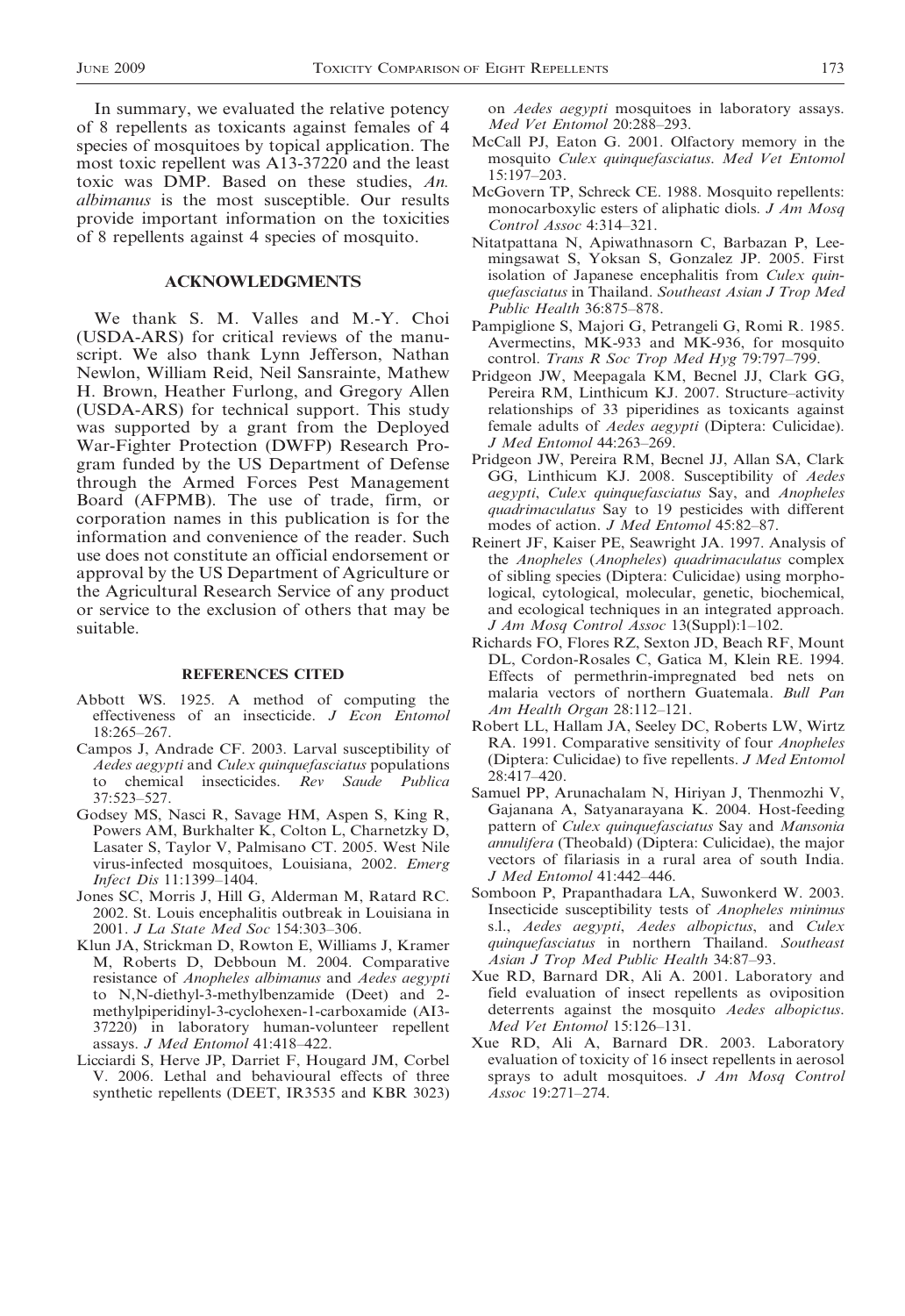In summary, we evaluated the relative potency of 8 repellents as toxicants against females of 4 species of mosquitoes by topical application. The most toxic repellent was A13-37220 and the least toxic was DMP. Based on these studies, *An. albimanus* is the most susceptible. Our results provide important information on the toxicities of 8 repellents against 4 species of mosquito.

## ACKNOWLEDGMENTS

We thank S. M. Valles and M.-Y. Choi (USDA-ARS) for critical reviews of the manuscript. We also thank Lynn Jefferson, Nathan Newlon, William Reid, Neil Sansrainte, Mathew H. Brown, Heather Furlong, and Gregory Allen (USDA-ARS) for technical support. This study was supported by a grant from the Deployed War-Fighter Protection (DWFP) Research Program funded by the US Department of Defense through the Armed Forces Pest Management Board (AFPMB). The use of trade, firm, or corporation names in this publication is for the information and convenience of the reader. Such use does not constitute an official endorsement or approval by the US Department of Agriculture or the Agricultural Research Service of any product or service to the exclusion of others that may be suitable.

## REFERENCES CITED

Abbott WS. 1925. A method of computing the effectiveness of an insecticide. *J Econ Entomol* 18:265–267.

Campos J, Andrade CF. 2003. Larval susceptibility of *Aedes aegypti* and *Culex quinquefasciatus* populations to chemical insecticides. *Rev Saude Publica* 37:523–527.

Godsey MS, Nasci R, Savage HM, Aspen S, King R, Powers AM, Burkhalter K, Colton L, Charnetzky D, Lasater S, Taylor V, Palmisano CT. 2005. West Nile virus-infected mosquitoes, Louisiana, 2002. *Emerg Infect Dis* 11:1399–1404.

Jones SC, Morris J, Hill G, Alderman M, Ratard RC. 2002. St. Louis encephalitis outbreak in Louisiana in 2001. *J La State Med Soc* 154:303–306.

Klun JA, Strickman D, Rowton E, Williams J, Kramer M, Roberts D, Debboun M. 2004. Comparative resistance of *Anopheles albimanus* and *Aedes aegypti* to N,N-diethyl-3-methylbenzamide (Deet) and 2-methylpiperidinyl-3-cyclohexen-1-carboxamide (AI3-37220) in laboratory human-volunteer repellent assays. *J Med Entomol* 41:418–422.

Licciardi S, Herve JP, Darriet F, Hougard JM, Corbel V. 2006. Lethal and behavioural effects of three synthetic repellents (DEET, IR3535 and KBR 3023) on *Aedes aegypti* mosquitoes in laboratory assays. *Med Vet Entomol* 20:288–293.

McCall PJ, Eaton G. 2001. Olfactory memory in the mosquito *Culex quinquefasciatus*. *Med Vet Entomol* 15:197–203.

McGovern TP, Schreck CE. 1988. Mosquito repellents: monocarboxylic esters of aliphatic diols. *J Am Mosq Control Assoc* 4:314–321.

Nitatpattana N, Apiwathnasorn C, Barbazan P, Leemingsawat S, Yoksan S, Gonzalez JP. 2005. First isolation of Japanese encephalitis from *Culex quinquefasciatus* in Thailand. *Southeast Asian J Trop Med Public Health* 36:875–878.

Pampiglione S, Majori G, Petrangeli G, Romi R. 1985. Avermectins, MK-933 and MK-936, for mosquito control. *Trans R Soc Trop Med Hyg* 79:797–799.

Pridgeon JW, Meepagala KM, Becnel JJ, Clark GG, Pereira RM, Linthicum KJ. 2007. Structure–activity relationships of 33 piperidines as toxicants against female adults of *Aedes aegypti* (Diptera: Culicidae). *J Med Entomol* 44:263–269.

Pridgeon JW, Pereira RM, Becnel JJ, Allan SA, Clark GG, Linthicum KJ. 2008. Susceptibility of *Aedes aegypti*, *Culex quinquefasciatus* Say, and *Anopheles quadrimaculatus* Say to 19 pesticides with different modes of action. *J Med Entomol* 45:82–87.

Reinert JF, Kaiser PE, Seawright JA. 1997. Analysis of the *Anopheles* (*Anopheles*) *quadrimaculatus* complex of sibling species (Diptera: Culicidae) using morphological, cytological, molecular, genetic, biochemical, and ecological techniques in an integrated approach. *J Am Mosq Control Assoc* 13(Suppl):1–102.

Richards FO, Flores RZ, Sexton JD, Beach RF, Mount DL, Cordon-Rosales C, Gatica M, Klein RE. 1994. Effects of permethrin-impregnated bed nets on malaria vectors of northern Guatemala. *Bull Pan Am Health Organ* 28:112–121.

Robert LL, Hallam JA, Seeley DC, Roberts LW, Wirtz RA. 1991. Comparative sensitivity of four *Anopheles* (Diptera: Culicidae) to five repellents. *J Med Entomol* 28:417–420.

Samuel PP, Arunachalam N, Hiriyan J, Thenmozhi V, Gajanana A, Satyanarayana K. 2004. Host-feeding pattern of *Culex quinquefasciatus* Say and *Mansonia annulifera* (Theobald) (Diptera: Culicidae), the major vectors of filariasis in a rural area of south India. *J Med Entomol* 41:442–446.

Somboon P, Prapanthadara LA, Suwonkerd W. 2003. Insecticide susceptibility tests of *Anopheles minimus* s.l., *Aedes aegypti*, *Aedes albopictus*, and *Culex quinquefasciatus* in northern Thailand. *Southeast Asian J Trop Med Public Health* 34:87–93.

Xue RD, Barnard DR, Ali A. 2001. Laboratory and field evaluation of insect repellents as oviposition deterrents against the mosquito *Aedes albopictus*. *Med Vet Entomol* 15:126–131.

Xue RD, Ali A, Barnard DR. 2003. Laboratory evaluation of toxicity of 16 insect repellents in aerosol sprays to adult mosquitoes. *J Am Mosq Control Assoc* 19:271–274.